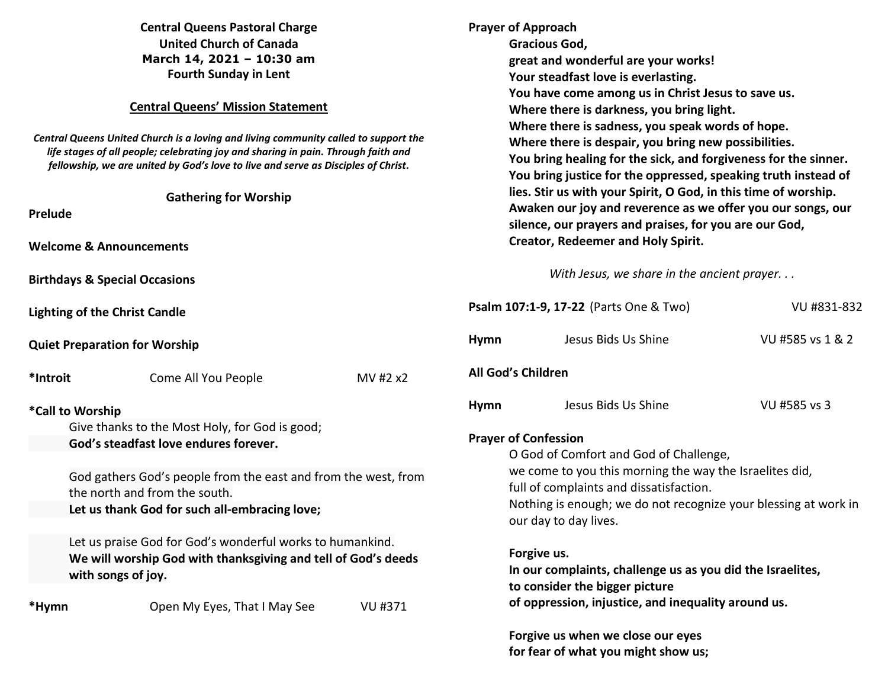**Central Queens Pastoral Charge**
**United Church of Canada**
**March 14, 2021 – 10:30 am**
**Fourth Sunday in Lent**

**Central Queens' Mission Statement**

***Central Queens United Church is a loving and living community called to support the life stages of all people; celebrating joy and sharing in pain. Through faith and fellowship, we are united by God's love to live and serve as Disciples of Christ.***

## Gathering for Worship

**Prelude**

**Welcome & Announcements**

**Birthdays & Special Occasions**

**Lighting of the Christ Candle**

**Quiet Preparation for Worship**

**\*Introit** Come All You People MV #2 x2

**\*Call to Worship**

Give thanks to the Most Holy, for God is good;
**God's steadfast love endures forever.**

God gathers God's people from the east and from the west, from the north and from the south.
**Let us thank God for such all-embracing love;**

Let us praise God for God's wonderful works to humankind.
**We will worship God with thanksgiving and tell of God's deeds with songs of joy.**

**\*Hymn** Open My Eyes, That I May See VU #371

**Prayer of Approach**

**Gracious God,**
**great and wonderful are your works!**
**Your steadfast love is everlasting.**
**You have come among us in Christ Jesus to save us.**
**Where there is darkness, you bring light.**
**Where there is sadness, you speak words of hope.**
**Where there is despair, you bring new possibilities.**
**You bring healing for the sick, and forgiveness for the sinner.**
**You bring justice for the oppressed, speaking truth instead of lies. Stir us with your Spirit, O God, in this time of worship.**
**Awaken our joy and reverence as we offer you our songs, our silence, our prayers and praises, for you are our God,**
**Creator, Redeemer and Holy Spirit.**

*With Jesus, we share in the ancient prayer. . .*

**Psalm 107:1-9, 17-22** (Parts One & Two) VU #831-832

**Hymn** Jesus Bids Us Shine VU #585 vs 1 & 2

**All God's Children**

**Hymn** Jesus Bids Us Shine VU #585 vs 3

**Prayer of Confession**

O God of Comfort and God of Challenge,
we come to you this morning the way the Israelites did,
full of complaints and dissatisfaction.
Nothing is enough; we do not recognize your blessing at work in our day to day lives.

**Forgive us.**
**In our complaints, challenge us as you did the Israelites,**
**to consider the bigger picture**
**of oppression, injustice, and inequality around us.**

**Forgive us when we close our eyes**
**for fear of what you might show us;**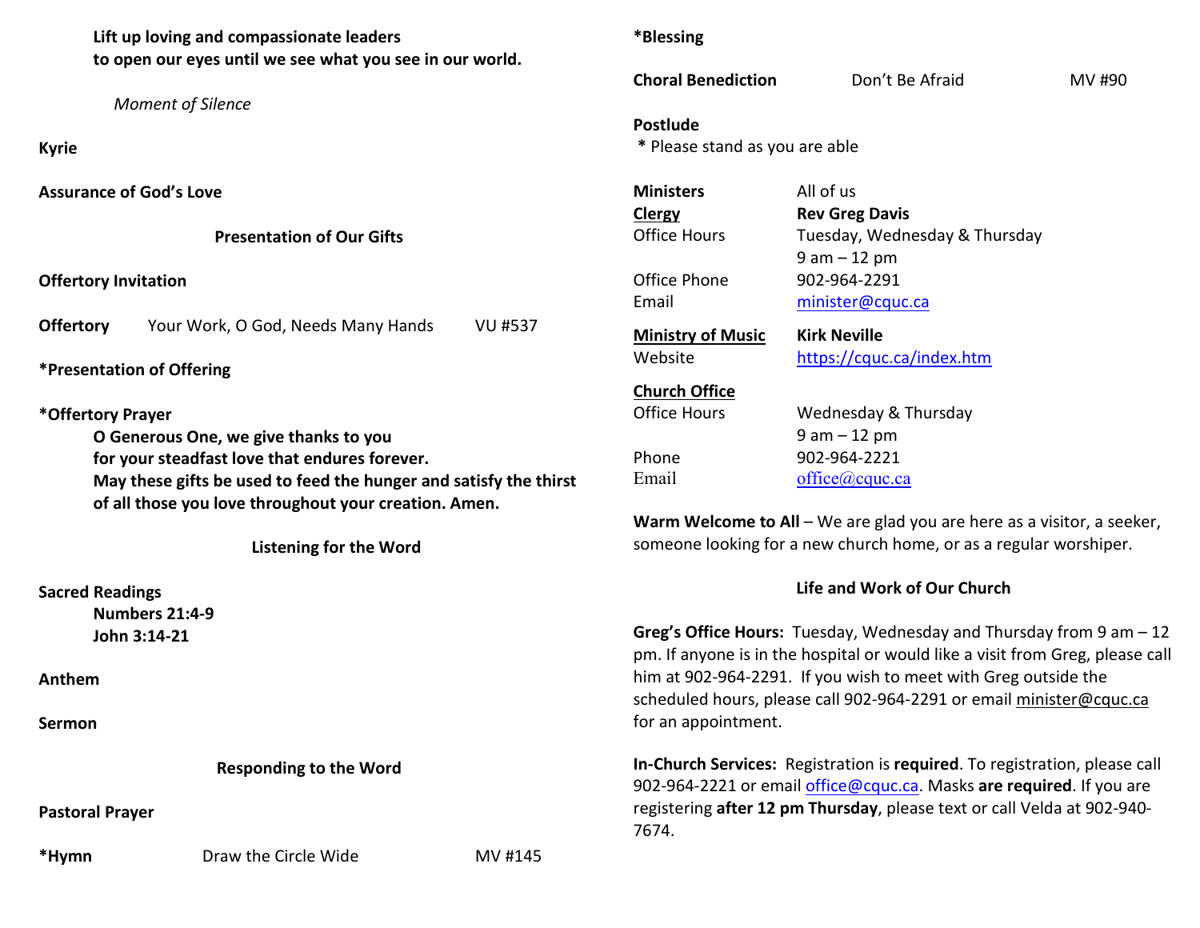**Lift up loving and compassionate leaders**
**to open our eyes until we see what you see in our world.**

*Moment of Silence*

**Kyrie**

**Assurance of God's Love**

**Presentation of Our Gifts**

**Offertory Invitation**

**Offertory** Your Work, O God, Needs Many Hands VU #537

**\*Presentation of Offering**

**\*Offertory Prayer**
**O Generous One, we give thanks to you**
**for your steadfast love that endures forever.**
**May these gifts be used to feed the hunger and satisfy the thirst**
**of all those you love throughout your creation. Amen.**

**Listening for the Word**

**Sacred Readings**
**Numbers 21:4-9**
**John 3:14-21**

**Anthem**

**Sermon**

**Responding to the Word**

**Pastoral Prayer**

**\*Hymn** Draw the Circle Wide MV #145

**\*Blessing**

**Choral Benediction** Don't Be Afraid MV #90

**Postlude**
**\*** Please stand as you are able

| | |
|---|---|
| **Ministers** | All of us |
| **Clergy** | **Rev Greg Davis** |
| Office Hours | Tuesday, Wednesday & Thursday 9 am – 12 pm |
| Office Phone | 902-964-2291 |
| Email | minister@cquc.ca |
| **Ministry of Music** | **Kirk Neville** |
| Website | https://cquc.ca/index.htm |
| **Church Office** | |
| Office Hours | Wednesday & Thursday 9 am – 12 pm |
| Phone | 902-964-2221 |
| Email | office@cquc.ca |

**Warm Welcome to All** – We are glad you are here as a visitor, a seeker, someone looking for a new church home, or as a regular worshiper.

**Life and Work of Our Church**

**Greg's Office Hours:** Tuesday, Wednesday and Thursday from 9 am – 12 pm. If anyone is in the hospital or would like a visit from Greg, please call him at 902-964-2291. If you wish to meet with Greg outside the scheduled hours, please call 902-964-2291 or email minister@cquc.ca for an appointment.

**In-Church Services:** Registration is **required**. To registration, please call 902-964-2221 or email office@cquc.ca. Masks **are required**. If you are registering **after 12 pm Thursday**, please text or call Velda at 902-940-7674.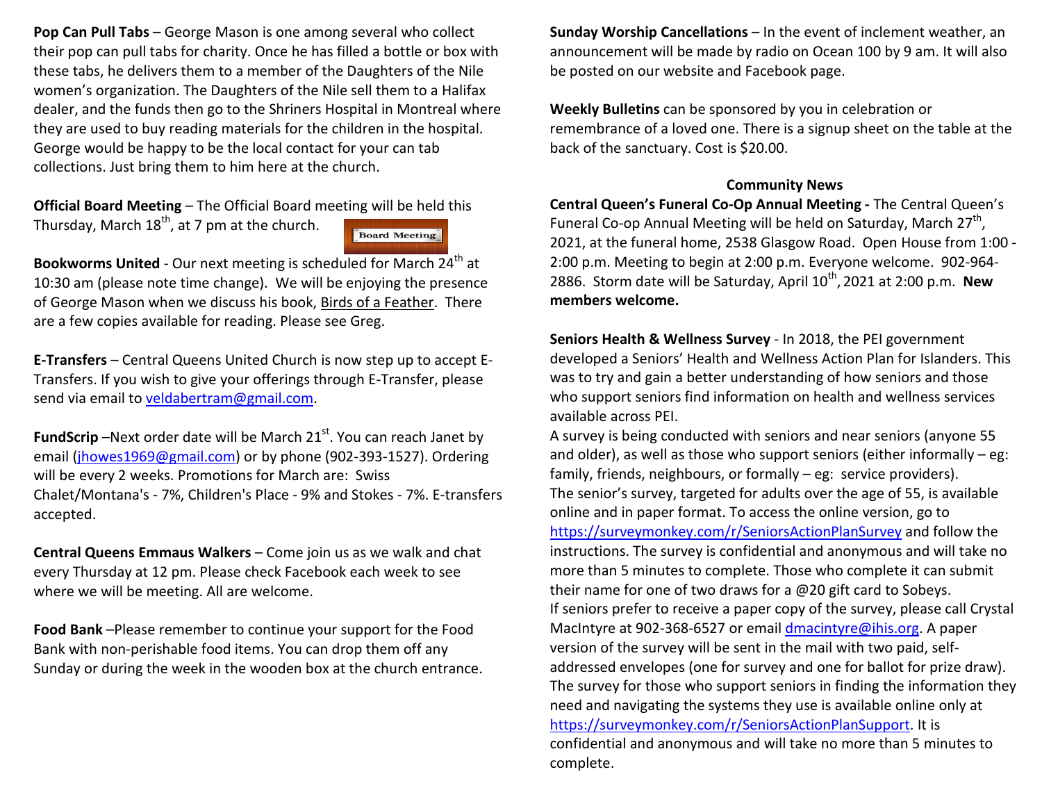**Pop Can Pull Tabs** – George Mason is one among several who collect their pop can pull tabs for charity. Once he has filled a bottle or box with these tabs, he delivers them to a member of the Daughters of the Nile women's organization. The Daughters of the Nile sell them to a Halifax dealer, and the funds then go to the Shriners Hospital in Montreal where they are used to buy reading materials for the children in the hospital. George would be happy to be the local contact for your can tab collections. Just bring them to him here at the church.

**Official Board Meeting** – The Official Board meeting will be held this Thursday, March 18th, at 7 pm at the church.

**Bookworms United** - Our next meeting is scheduled for March 24th at 10:30 am (please note time change). We will be enjoying the presence of George Mason when we discuss his book, Birds of a Feather. There are a few copies available for reading. Please see Greg.

**E-Transfers** – Central Queens United Church is now step up to accept E-Transfers. If you wish to give your offerings through E-Transfer, please send via email to veldabertram@gmail.com.

**FundScrip** –Next order date will be March 21st. You can reach Janet by email (jhowes1969@gmail.com) or by phone (902-393-1527). Ordering will be every 2 weeks. Promotions for March are: Swiss Chalet/Montana's - 7%, Children's Place - 9% and Stokes - 7%. E-transfers accepted.

**Central Queens Emmaus Walkers** – Come join us as we walk and chat every Thursday at 12 pm. Please check Facebook each week to see where we will be meeting. All are welcome.

**Food Bank** –Please remember to continue your support for the Food Bank with non-perishable food items. You can drop them off any Sunday or during the week in the wooden box at the church entrance.

**Sunday Worship Cancellations** – In the event of inclement weather, an announcement will be made by radio on Ocean 100 by 9 am. It will also be posted on our website and Facebook page.

**Weekly Bulletins** can be sponsored by you in celebration or remembrance of a loved one. There is a signup sheet on the table at the back of the sanctuary. Cost is $20.00.

## Community News

**Central Queen's Funeral Co-Op Annual Meeting -** The Central Queen's Funeral Co-op Annual Meeting will be held on Saturday, March 27th, 2021, at the funeral home, 2538 Glasgow Road. Open House from 1:00 - 2:00 p.m. Meeting to begin at 2:00 p.m. Everyone welcome. 902-964-2886. Storm date will be Saturday, April 10th, 2021 at 2:00 p.m. **New members welcome.**

**Seniors Health & Wellness Survey** - In 2018, the PEI government developed a Seniors' Health and Wellness Action Plan for Islanders. This was to try and gain a better understanding of how seniors and those who support seniors find information on health and wellness services available across PEI.

A survey is being conducted with seniors and near seniors (anyone 55 and older), as well as those who support seniors (either informally – eg: family, friends, neighbours, or formally – eg: service providers).

The senior's survey, targeted for adults over the age of 55, is available online and in paper format. To access the online version, go to https://surveymonkey.com/r/SeniorsActionPlanSurvey and follow the instructions. The survey is confidential and anonymous and will take no more than 5 minutes to complete. Those who complete it can submit their name for one of two draws for a @20 gift card to Sobeys.

If seniors prefer to receive a paper copy of the survey, please call Crystal MacIntyre at 902-368-6527 or email dmacintyre@ihis.org. A paper version of the survey will be sent in the mail with two paid, self-addressed envelopes (one for survey and one for ballot for prize draw).

The survey for those who support seniors in finding the information they need and navigating the systems they use is available online only at https://surveymonkey.com/r/SeniorsActionPlanSupport. It is confidential and anonymous and will take no more than 5 minutes to complete.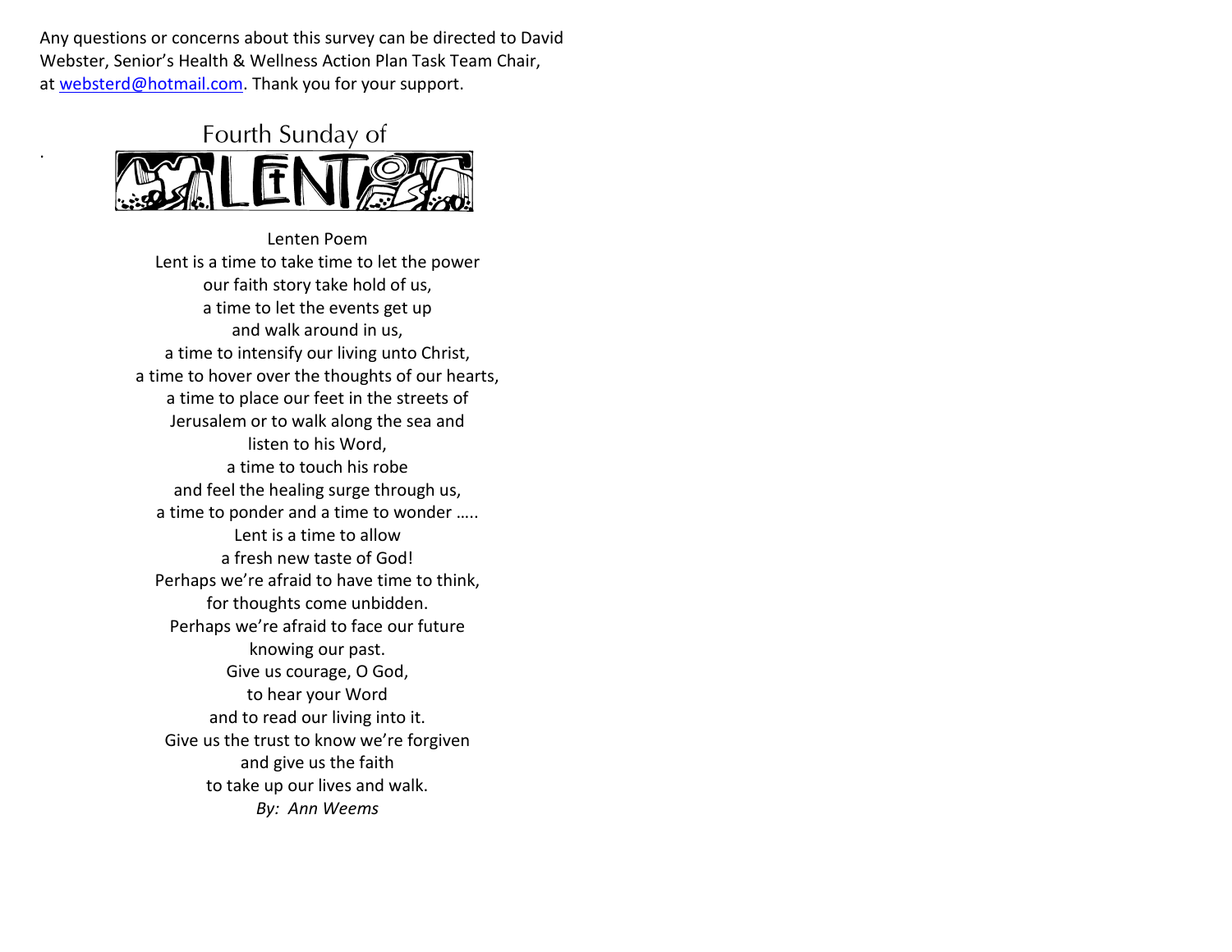Any questions or concerns about this survey can be directed to David Webster, Senior's Health & Wellness Action Plan Task Team Chair, at websterd@hotmail.com. Thank you for your support.

## Fourth Sunday of LENT

### Lenten Poem

Lent is a time to take time to let the power  
our faith story take hold of us,  
a time to let the events get up  
and walk around in us,  
a time to intensify our living unto Christ,  
a time to hover over the thoughts of our hearts,  
a time to place our feet in the streets of  
Jerusalem or to walk along the sea and  
listen to his Word,  
a time to touch his robe  
and feel the healing surge through us,  
a time to ponder and a time to wonder …..  
Lent is a time to allow  
a fresh new taste of God!  
Perhaps we're afraid to have time to think,  
for thoughts come unbidden.  
Perhaps we're afraid to face our future  
knowing our past.  
Give us courage, O God,  
to hear your Word  
and to read our living into it.  
Give us the trust to know we're forgiven  
and give us the faith  
to take up our lives and walk.

*By: Ann Weems*